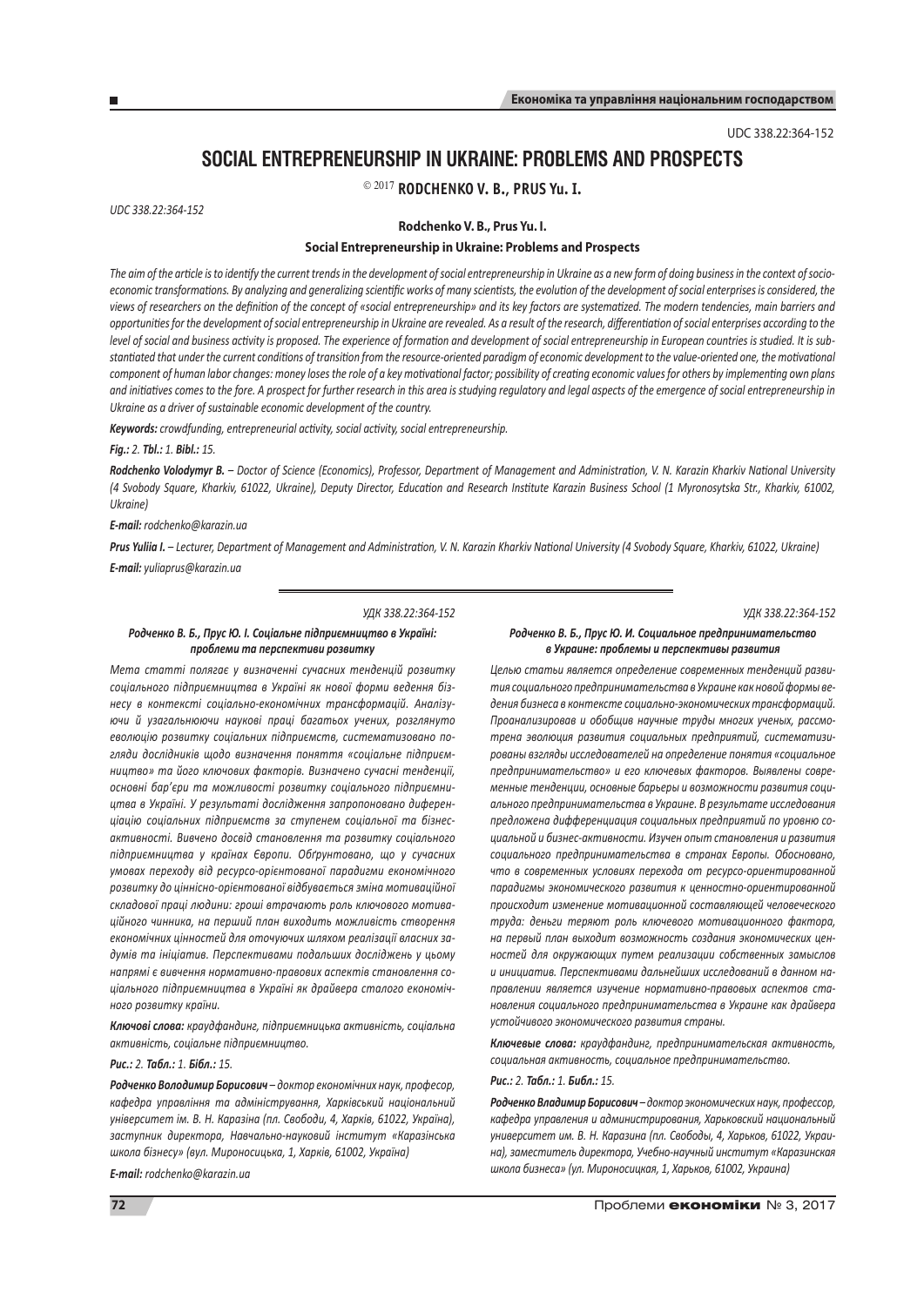UDC 338.22:364-152

# SOCIAL ENTREPRENEURSHIP IN UKRAINE: PROBLEMS AND PROSPECTS

© 2017 **RODCHENKO V. B., PRUS Yu. I.**

*UDC 338.22:364-152*

**Rodchenko V. B., Prus Yu. I.**

**Social Entrepreneurship in Ukraine: Problems and Prospects**

*The aim of the article is to identify the current trends in the development of social entrepreneurship in Ukraine as a new form of doing business in the context of socio-economic transformations. By analyzing and generalizing scientific works of many scientists, the evolution of the development of social enterprises is considered, the views of researchers on the definition of the concept of «social entrepreneurship» and its key factors are systematized. The modern tendencies, main barriers and opportunities for the development of social entrepreneurship in Ukraine are revealed. As a result of the research, differentiation of social enterprises according to the level of social and business activity is proposed. The experience of formation and development of social entrepreneurship in European countries is studied. It is substantiated that under the current conditions of transition from the resource-oriented paradigm of economic development to the value-oriented one, the motivational component of human labor changes: money loses the role of a key motivational factor; possibility of creating economic values for others by implementing own plans and initiatives comes to the fore. A prospect for further research in this area is studying regulatory and legal aspects of the emergence of social entrepreneurship in Ukraine as a driver of sustainable economic development of the country.*

***Keywords:*** *crowdfunding, entrepreneurial activity, social activity, social entrepreneurship.*

***Fig.:*** *2.* ***Tbl.:*** *1.* ***Bibl.:*** *15.*

***Rodchenko Volodymyr B.*** *– Doctor of Science (Economics), Professor, Department of Management and Administration, V. N. Karazin Kharkiv National University (4 Svobody Square, Kharkiv, 61022, Ukraine), Deputy Director, Education and Research Institute Karazin Business School (1 Myronosytska Str., Kharkiv, 61002, Ukraine)*

***E-mail:*** *rodchenko@karazin.ua*

***Prus Yuliia I.*** *– Lecturer, Department of Management and Administration, V. N. Karazin Kharkiv National University (4 Svobody Square, Kharkiv, 61022, Ukraine)*

***E-mail:*** *yuliaprus@karazin.ua*

---

*УДК 338.22:364-152*

***Родченко В. Б., Прус Ю. І. Соціальне підприємництво в Україні: проблеми та перспективи розвитку***

*Мета статті полягає у визначенні сучасних тенденцій розвитку соціального підприємництва в Україні як нової форми ведення бізнесу в контексті соціально-економічних трансформацій. Аналізуючи й узагальнюючи наукові праці багатьох учених, розглянуто еволюцію розвитку соціальних підприємств, систематизовано погляди дослідників щодо визначення поняття «соціальне підприємництво» та його ключових факторів. Визначено сучасні тенденції, основні бар'єри та можливості розвитку соціального підприємництва в Україні. У результаті дослідження запропоновано диференціацію соціальних підприємств за ступенем соціальної та бізнес-активності. Вивчено досвід становлення та розвитку соціального підприємництва у країнах Європи. Обґрунтовано, що у сучасних умовах переходу від ресурсо-орієнтованої парадигми економічного розвитку до ціннісно-орієнтованої відбувається зміна мотиваційної складової праці людини: гроші втрачають роль ключового мотиваційного чинника, на перший план виходить можливість створення економічних цінностей для оточуючих шляхом реалізації власних задумів та ініціатив. Перспективами подальших досліджень у цьому напрямі є вивчення нормативно-правових аспектів становлення соціального підприємництва в Україні як драйвера сталого економічного розвитку країни.*

***Ключові слова:*** *краудфандинг, підприємницька активність, соціальна активність, соціальне підприємництво.*

***Рис.:*** *2.* ***Табл.:*** *1.* ***Бібл.:*** *15.*

***Родченко Володимир Борисович*** *– доктор економічних наук, професор, кафедра управління та адміністрування, Харківський національний університет ім. В. Н. Каразіна (пл. Свободи, 4, Харків, 61022, Україна), заступник директора, Навчально-науковий інститут «Каразінська школа бізнесу» (вул. Мироносицька, 1, Харків, 61002, Україна)*

***E-mail:*** *rodchenko@karazin.ua*

*УДК 338.22:364-152*

***Родченко В. Б., Прус Ю. И. Социальное предпринимательство в Украине: проблемы и перспективы развития***

*Целью статьи является определение современных тенденций развития социального предпринимательства в Украине как новой формы ведения бизнеса в контексте социально-экономических трансформаций. Проанализировав и обобщив научные труды многих ученых, рассмотрена эволюция развития социальных предприятий, систематизированы взгляды исследователей на определение понятия «социальное предпринимательство» и его ключевых факторов. Выявлены современные тенденции, основные барьеры и возможности развития социального предпринимательства в Украине. В результате исследования предложена дифференциация социальных предприятий по уровню социальной и бизнес-активности. Изучен опыт становления и развития социального предпринимательства в странах Европы. Обосновано, что в современных условиях перехода от ресурсо-ориентированной парадигмы экономического развития к ценностно-ориентированной происходит изменение мотивационной составляющей человеческого труда: деньги теряют роль ключевого мотивационного фактора, на первый план выходит возможность создания экономических ценностей для окружающих путем реализации собственных замыслов и инициатив. Перспективами дальнейших исследований в данном направлении является изучение нормативно-правовых аспектов становления социального предпринимательства в Украине как драйвера устойчивого экономического развития страны.*

***Ключевые слова:*** *краудфандинг, предпринимательская активность, социальная активность, социальное предпринимательство.*

***Рис.:*** *2.* ***Табл.:*** *1.* ***Библ.:*** *15.*

***Родченко Владимир Борисович*** *– доктор экономических наук, профессор, кафедра управления и администрирования, Харьковский национальный университет им. В. Н. Каразина (пл. Свободы, 4, Харьков, 61022, Украина), заместитель директора, Учебно-научный институт «Каразинская школа бизнеса» (ул. Мироносицкая, 1, Харьков, 61002, Украина)*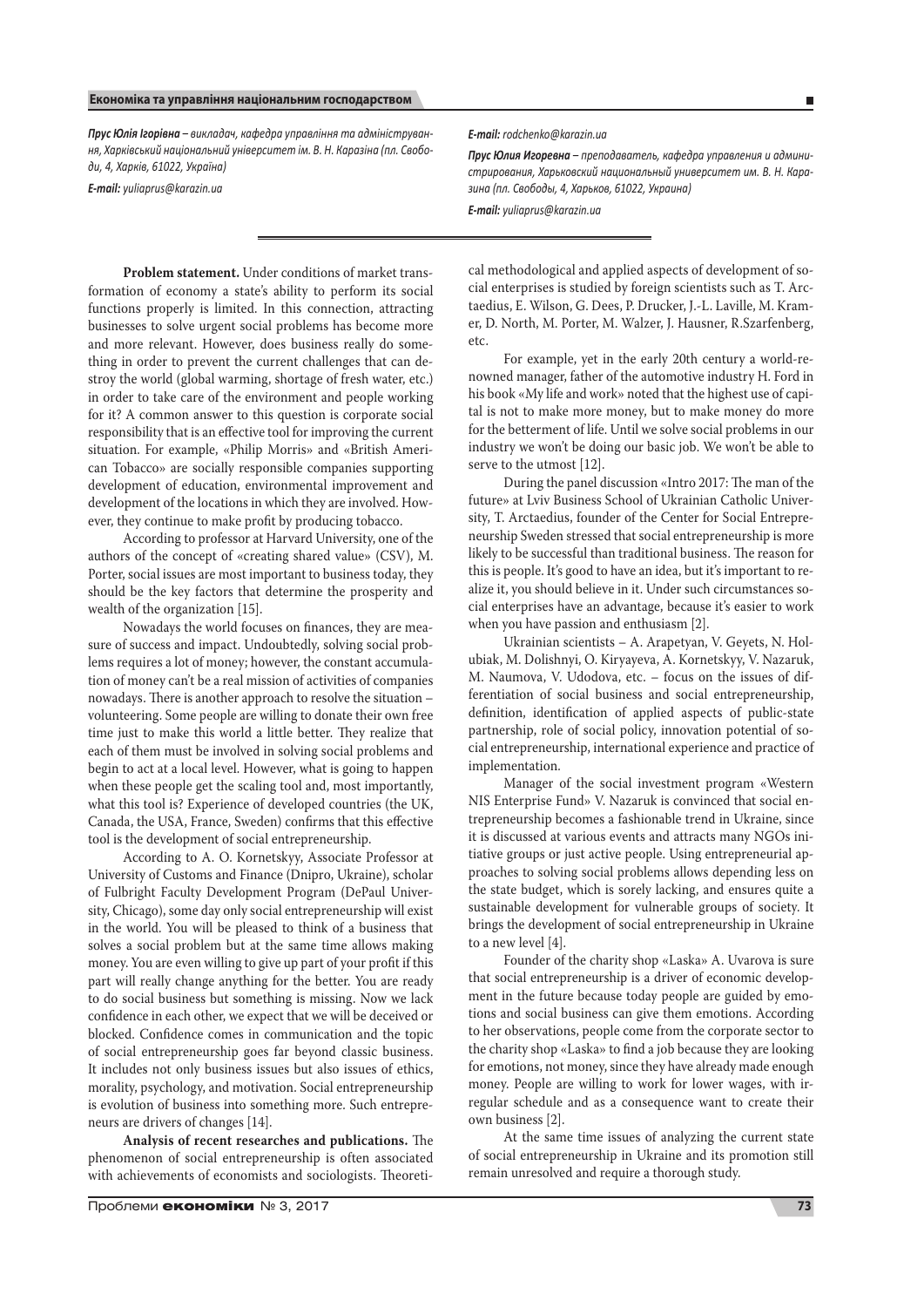*Прус Юлія Ігорівна – викладач, кафедра управління та адміністрування, Харківський національний університет ім. В. Н. Каразіна (пл. Свободи, 4, Харків, 61022, Україна)*

*E-mail: yuliaprus@karazin.ua*

*E-mail: rodchenko@karazin.ua*

*Прус Юлия Игоревна – преподаватель, кафедра управления и администрирования, Харьковский национальный университет им. В. Н. Каразина (пл. Свободы, 4, Харьков, 61022, Украина)*

*E-mail: yuliaprus@karazin.ua*

**Problem statement.** Under conditions of market transformation of economy a state's ability to perform its social functions properly is limited. In this connection, attracting businesses to solve urgent social problems has become more and more relevant. However, does business really do something in order to prevent the current challenges that can destroy the world (global warming, shortage of fresh water, etc.) in order to take care of the environment and people working for it? A common answer to this question is corporate social responsibility that is an effective tool for improving the current situation. For example, «Philip Morris» and «British American Tobacco» are socially responsible companies supporting development of education, environmental improvement and development of the locations in which they are involved. However, they continue to make profit by producing tobacco.

According to professor at Harvard University, one of the authors of the concept of «creating shared value» (CSV), M. Porter, social issues are most important to business today, they should be the key factors that determine the prosperity and wealth of the organization [15].

Nowadays the world focuses on finances, they are measure of success and impact. Undoubtedly, solving social problems requires a lot of money; however, the constant accumulation of money can't be a real mission of activities of companies nowadays. There is another approach to resolve the situation – volunteering. Some people are willing to donate their own free time just to make this world a little better. They realize that each of them must be involved in solving social problems and begin to act at a local level. However, what is going to happen when these people get the scaling tool and, most importantly, what this tool is? Experience of developed countries (the UK, Canada, the USA, France, Sweden) confirms that this effective tool is the development of social entrepreneurship.

According to A. O. Kornetskyy, Associate Professor at University of Customs and Finance (Dnipro, Ukraine), scholar of Fulbright Faculty Development Program (DePaul University, Chicago), some day only social entrepreneurship will exist in the world. You will be pleased to think of a business that solves a social problem but at the same time allows making money. You are even willing to give up part of your profit if this part will really change anything for the better. You are ready to do social business but something is missing. Now we lack confidence in each other, we expect that we will be deceived or blocked. Confidence comes in communication and the topic of social entrepreneurship goes far beyond classic business. It includes not only business issues but also issues of ethics, morality, psychology, and motivation. Social entrepreneurship is evolution of business into something more. Such entrepreneurs are drivers of changes [14].

**Analysis of recent researches and publications.** The phenomenon of social entrepreneurship is often associated with achievements of economists and sociologists. Theoretical methodological and applied aspects of development of social enterprises is studied by foreign scientists such as T. Arctaedius, E. Wilson, G. Dees, P. Drucker, J.-L. Laville, M. Kramer, D. North, M. Porter, M. Walzer, J. Hausner, R.Szarfenberg, etc.

For example, yet in the early 20th century a world-renowned manager, father of the automotive industry H. Ford in his book «My life and work» noted that the highest use of capital is not to make more money, but to make money do more for the betterment of life. Until we solve social problems in our industry we won't be doing our basic job. We won't be able to serve to the utmost [12].

During the panel discussion «Intro 2017: The man of the future» at Lviv Business School of Ukrainian Catholic University, T. Arctaedius, founder of the Center for Social Entrepreneurship Sweden stressed that social entrepreneurship is more likely to be successful than traditional business. The reason for this is people. It's good to have an idea, but it's important to realize it, you should believe in it. Under such circumstances social enterprises have an advantage, because it's easier to work when you have passion and enthusiasm [2].

Ukrainian scientists – A. Arapetyan, V. Geyets, N. Holubiak, M. Dolishnyi, O. Kiryayeva, A. Kornetskyy, V. Nazaruk, M. Naumova, V. Udodova, etc. – focus on the issues of differentiation of social business and social entrepreneurship, definition, identification of applied aspects of public-state partnership, role of social policy, innovation potential of social entrepreneurship, international experience and practice of implementation.

Manager of the social investment program «Western NIS Enterprise Fund» V. Nazaruk is convinced that social entrepreneurship becomes a fashionable trend in Ukraine, since it is discussed at various events and attracts many NGOs initiative groups or just active people. Using entrepreneurial approaches to solving social problems allows depending less on the state budget, which is sorely lacking, and ensures quite a sustainable development for vulnerable groups of society. It brings the development of social entrepreneurship in Ukraine to a new level [4].

Founder of the charity shop «Laska» A. Uvarova is sure that social entrepreneurship is a driver of economic development in the future because today people are guided by emotions and social business can give them emotions. According to her observations, people come from the corporate sector to the charity shop «Laska» to find a job because they are looking for emotions, not money, since they have already made enough money. People are willing to work for lower wages, with irregular schedule and as a consequence want to create their own business [2].

At the same time issues of analyzing the current state of social entrepreneurship in Ukraine and its promotion still remain unresolved and require a thorough study.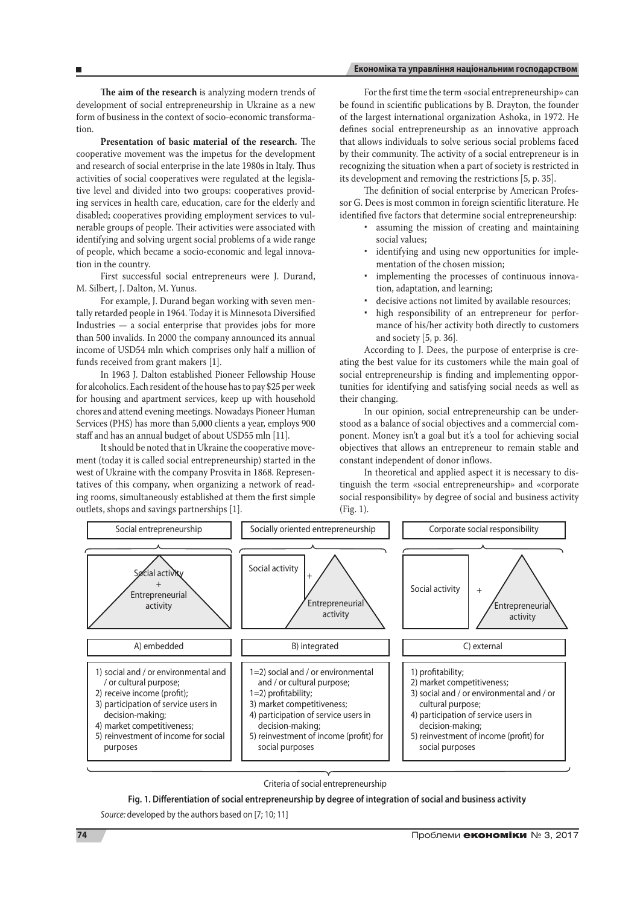**The aim of the research** is analyzing modern trends of development of social entrepreneurship in Ukraine as a new form of business in the context of socio-economic transformation.

**Presentation of basic material of the research.** The cooperative movement was the impetus for the development and research of social enterprise in the late 1980s in Italy. Thus activities of social cooperatives were regulated at the legislative level and divided into two groups: cooperatives providing services in health care, education, care for the elderly and disabled; cooperatives providing employment services to vulnerable groups of people. Their activities were associated with identifying and solving urgent social problems of a wide range of people, which became a socio-economic and legal innovation in the country.

First successful social entrepreneurs were J. Durand, M. Silbert, J. Dalton, M. Yunus.

For example, J. Durand began working with seven mentally retarded people in 1964. Today it is Minnesota Diversified Industries — a social enterprise that provides jobs for more than 500 invalids. In 2000 the company announced its annual income of USD54 mln which comprises only half a million of funds received from grant makers [1].

In 1963 J. Dalton established Pioneer Fellowship House for alcoholics. Each resident of the house has to pay $25 per week for housing and apartment services, keep up with household chores and attend evening meetings. Nowadays Pioneer Human Services (PHS) has more than 5,000 clients a year, employs 900 staff and has an annual budget of about USD55 mln [11].

It should be noted that in Ukraine the cooperative movement (today it is called social entrepreneurship) started in the west of Ukraine with the company Prosvita in 1868. Representatives of this company, when organizing a network of reading rooms, simultaneously established at them the first simple outlets, shops and savings partnerships [1].

For the first time the term «social entrepreneurship» can be found in scientific publications by B. Drayton, the founder of the largest international organization Ashoka, in 1972. He defines social entrepreneurship as an innovative approach that allows individuals to solve serious social problems faced by their community. The activity of a social entrepreneur is in recognizing the situation when a part of society is restricted in its development and removing the restrictions [5, p. 35].

The definition of social enterprise by American Professor G. Dees is most common in foreign scientific literature. He identified five factors that determine social entrepreneurship:

- assuming the mission of creating and maintaining social values;
- identifying and using new opportunities for implementation of the chosen mission;
- implementing the processes of continuous innovation, adaptation, and learning;
- decisive actions not limited by available resources;
- high responsibility of an entrepreneur for performance of his/her activity both directly to customers and society [5, p. 36].

According to J. Dees, the purpose of enterprise is creating the best value for its customers while the main goal of social entrepreneurship is finding and implementing opportunities for identifying and satisfying social needs as well as their changing.

In our opinion, social entrepreneurship can be understood as a balance of social objectives and a commercial component. Money isn't a goal but it's a tool for achieving social objectives that allows an entrepreneur to remain stable and constant independent of donor inflows.

In theoretical and applied aspect it is necessary to distinguish the term «social entrepreneurship» and «corporate social responsibility» by degree of social and business activity (Fig. 1).

| Social entrepreneurship | Socially oriented entrepreneurship | Corporate social responsibility |
|---|---|---|
| Social activity + Entrepreneurial activity | Social activity + Entrepreneurial activity | Social activity + Entrepreneurial activity |
| A) embedded | B) integrated | C) external |
| 1) social and / or environmental and / or cultural purpose;<br>2) receive income (profit);<br>3) participation of service users in decision-making;<br>4) market competitiveness;<br>5) reinvestment of income for social purposes | 1=2) social and / or environmental and / or cultural purpose;<br>1=2) profitability;<br>3) market competitiveness;<br>4) participation of service users in decision-making;<br>5) reinvestment of income (profit) for social purposes | 1) profitability;<br>2) market competitiveness;<br>3) social and / or environmental and / or cultural purpose;<br>4) participation of service users in decision-making;<br>5) reinvestment of income (profit) for social purposes |

Criteria of social entrepreneurship

**Fig. 1. Differentiation of social entrepreneurship by degree of integration of social and business activity**

*Source:* developed by the authors based on [7; 10; 11]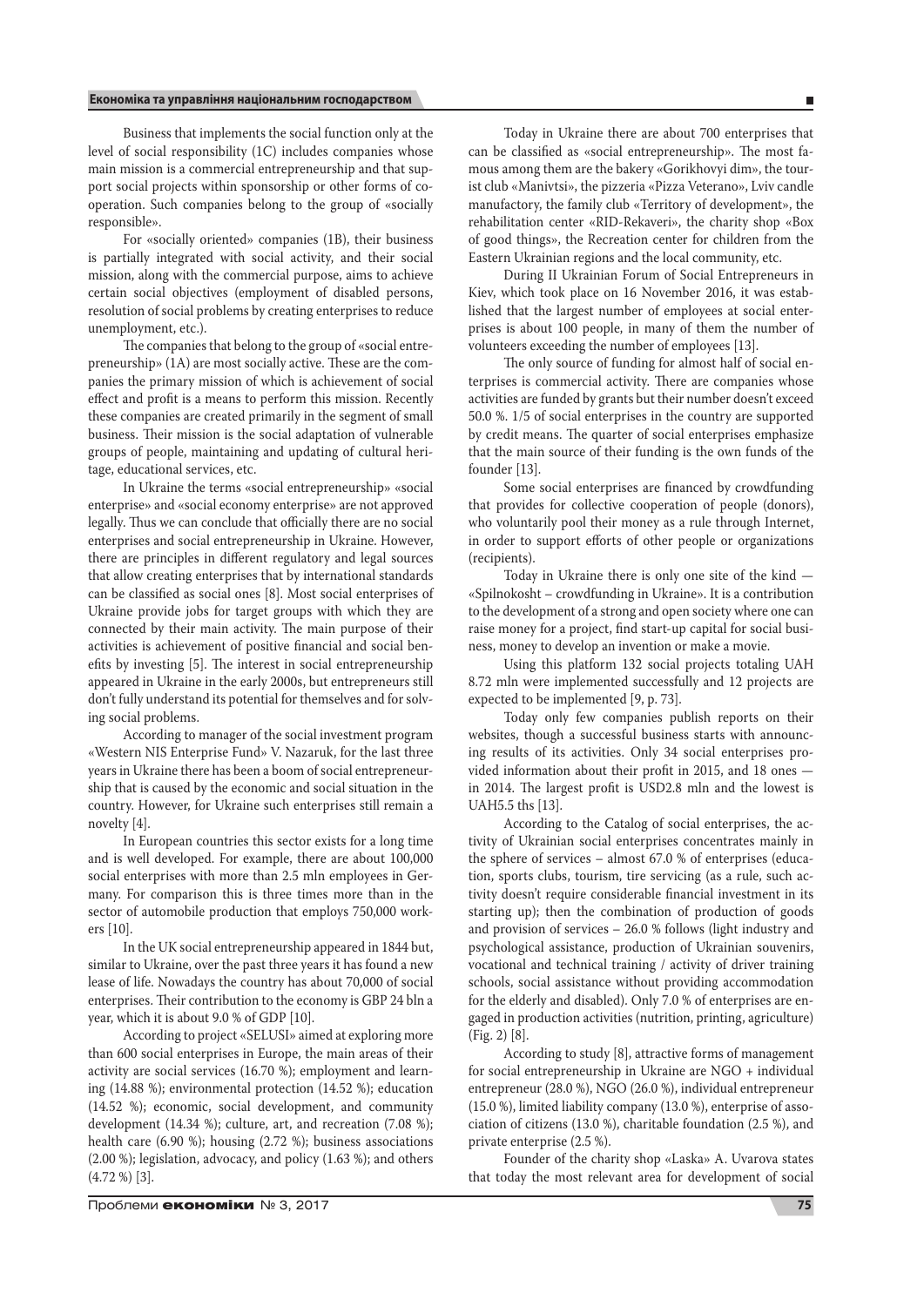Business that implements the social function only at the level of social responsibility (1C) includes companies whose main mission is a commercial entrepreneurship and that support social projects within sponsorship or other forms of cooperation. Such companies belong to the group of «socially responsible».

For «socially oriented» companies (1B), their business is partially integrated with social activity, and their social mission, along with the commercial purpose, aims to achieve certain social objectives (employment of disabled persons, resolution of social problems by creating enterprises to reduce unemployment, etc.).

The companies that belong to the group of «social entrepreneurship» (1A) are most socially active. These are the companies the primary mission of which is achievement of social effect and profit is a means to perform this mission. Recently these companies are created primarily in the segment of small business. Their mission is the social adaptation of vulnerable groups of people, maintaining and updating of cultural heritage, educational services, etc.

In Ukraine the terms «social entrepreneurship» «social enterprise» and «social economy enterprise» are not approved legally. Thus we can conclude that officially there are no social enterprises and social entrepreneurship in Ukraine. However, there are principles in different regulatory and legal sources that allow creating enterprises that by international standards can be classified as social ones [8]. Most social enterprises of Ukraine provide jobs for target groups with which they are connected by their main activity. The main purpose of their activities is achievement of positive financial and social benefits by investing [5]. The interest in social entrepreneurship appeared in Ukraine in the early 2000s, but entrepreneurs still don't fully understand its potential for themselves and for solving social problems.

According to manager of the social investment program «Western NIS Enterprise Fund» V. Nazaruk, for the last three years in Ukraine there has been a boom of social entrepreneurship that is caused by the economic and social situation in the country. However, for Ukraine such enterprises still remain a novelty [4].

In European countries this sector exists for a long time and is well developed. For example, there are about 100,000 social enterprises with more than 2.5 mln employees in Germany. For comparison this is three times more than in the sector of automobile production that employs 750,000 workers [10].

In the UK social entrepreneurship appeared in 1844 but, similar to Ukraine, over the past three years it has found a new lease of life. Nowadays the country has about 70,000 of social enterprises. Their contribution to the economy is GBP 24 bln a year, which it is about 9.0 % of GDP [10].

According to project «SELUSI» aimed at exploring more than 600 social enterprises in Europe, the main areas of their activity are social services (16.70 %); employment and learning (14.88 %); environmental protection (14.52 %); education (14.52 %); economic, social development, and community development (14.34 %); culture, art, and recreation (7.08 %); health care (6.90 %); housing (2.72 %); business associations (2.00 %); legislation, advocacy, and policy (1.63 %); and others (4.72 %) [3].

Today in Ukraine there are about 700 enterprises that can be classified as «social entrepreneurship». The most famous among them are the bakery «Gorikhovyi dim», the tourist club «Manivtsi», the pizzeria «Pizza Veterano», Lviv candle manufactory, the family club «Territory of development», the rehabilitation center «RID-Rekaveri», the charity shop «Box of good things», the Recreation center for children from the Eastern Ukrainian regions and the local community, etc.

During II Ukrainian Forum of Social Entrepreneurs in Kiev, which took place on 16 November 2016, it was established that the largest number of employees at social enterprises is about 100 people, in many of them the number of volunteers exceeding the number of employees [13].

The only source of funding for almost half of social enterprises is commercial activity. There are companies whose activities are funded by grants but their number doesn't exceed 50.0 %. 1/5 of social enterprises in the country are supported by credit means. The quarter of social enterprises emphasize that the main source of their funding is the own funds of the founder [13].

Some social enterprises are financed by crowdfunding that provides for collective cooperation of people (donors), who voluntarily pool their money as a rule through Internet, in order to support efforts of other people or organizations (recipients).

Today in Ukraine there is only one site of the kind — «Spilnokosht – crowdfunding in Ukraine». It is a contribution to the development of a strong and open society where one can raise money for a project, find start-up capital for social business, money to develop an invention or make a movie.

Using this platform 132 social projects totaling UAH 8.72 mln were implemented successfully and 12 projects are expected to be implemented [9, p. 73].

Today only few companies publish reports on their websites, though a successful business starts with announcing results of its activities. Only 34 social enterprises provided information about their profit in 2015, and 18 ones — in 2014. The largest profit is USD2.8 mln and the lowest is UAH5.5 ths [13].

According to the Catalog of social enterprises, the activity of Ukrainian social enterprises concentrates mainly in the sphere of services – almost 67.0 % of enterprises (education, sports clubs, tourism, tire servicing (as a rule, such activity doesn't require considerable financial investment in its starting up); then the combination of production of goods and provision of services – 26.0 % follows (light industry and psychological assistance, production of Ukrainian souvenirs, vocational and technical training / activity of driver training schools, social assistance without providing accommodation for the elderly and disabled). Only 7.0 % of enterprises are engaged in production activities (nutrition, printing, agriculture) (Fig. 2) [8].

According to study [8], attractive forms of management for social entrepreneurship in Ukraine are NGO + individual entrepreneur (28.0 %), NGO (26.0 %), individual entrepreneur (15.0 %), limited liability company (13.0 %), enterprise of association of citizens (13.0 %), charitable foundation (2.5 %), and private enterprise (2.5 %).

Founder of the charity shop «Laska» A. Uvarova states that today the most relevant area for development of social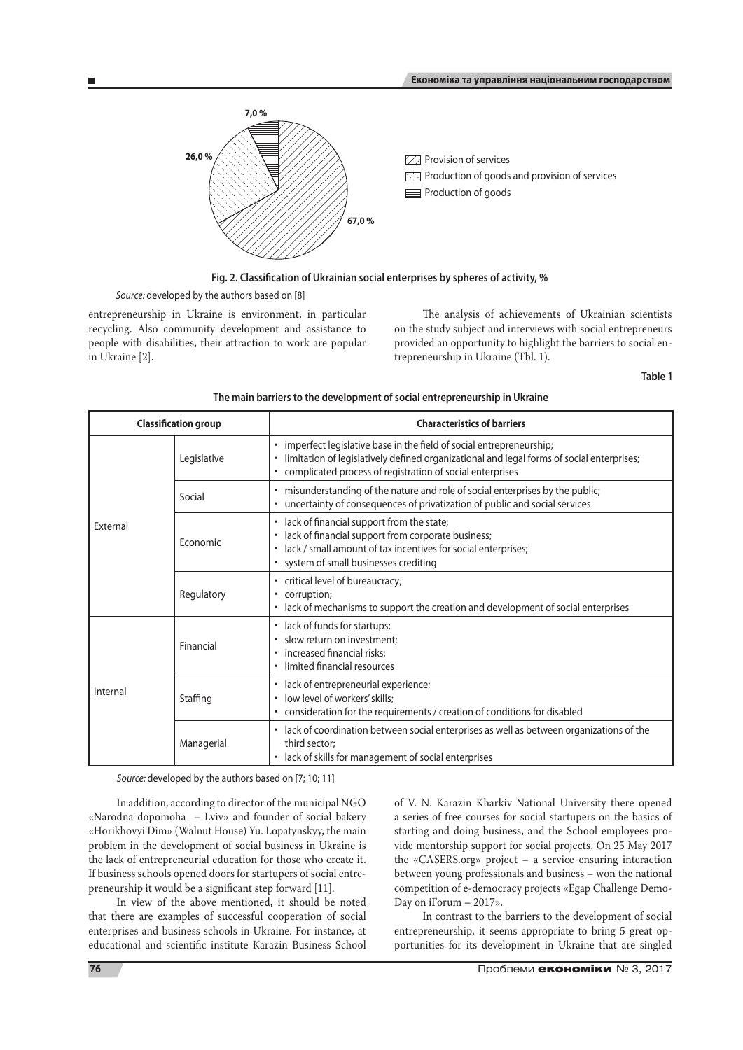Fig. 2. Classification of Ukrainian social enterprises by spheres of activity, %

*Source:* developed by the authors based on [8]

entrepreneurship in Ukraine is environment, in particular recycling. Also community development and assistance to people with disabilities, their attraction to work are popular in Ukraine [2].

The analysis of achievements of Ukrainian scientists on the study subject and interviews with social entrepreneurs provided an opportunity to highlight the barriers to social entrepreneurship in Ukraine (Tbl. 1).

**Table 1**

**The main barriers to the development of social entrepreneurship in Ukraine**

| Classification group | | Characteristics of barriers |
|---|---|---|
| External | Legislative | • imperfect legislative base in the field of social entrepreneurship;<br>• limitation of legislatively defined organizational and legal forms of social enterprises;<br>• complicated process of registration of social enterprises |
| | Social | • misunderstanding of the nature and role of social enterprises by the public;<br>• uncertainty of consequences of privatization of public and social services |
| | Economic | • lack of financial support from the state;<br>• lack of financial support from corporate business;<br>• lack / small amount of tax incentives for social enterprises;<br>• system of small businesses crediting |
| | Regulatory | • critical level of bureaucracy;<br>• corruption;<br>• lack of mechanisms to support the creation and development of social enterprises |
| Internal | Financial | • lack of funds for startups;<br>• slow return on investment;<br>• increased financial risks;<br>• limited financial resources |
| | Staffing | • lack of entrepreneurial experience;<br>• low level of workers' skills;<br>• consideration for the requirements / creation of conditions for disabled |
| | Managerial | • lack of coordination between social enterprises as well as between organizations of the third sector;<br>• lack of skills for management of social enterprises |

*Source:* developed by the authors based on [7; 10; 11]

In addition, according to director of the municipal NGO «Narodna dopomoha – Lviv» and founder of social bakery «Horikhovyi Dim» (Walnut House) Yu. Lopatynskyy, the main problem in the development of social business in Ukraine is the lack of entrepreneurial education for those who create it. If business schools opened doors for startupers of social entrepreneurship it would be a significant step forward [11].

In view of the above mentioned, it should be noted that there are examples of successful cooperation of social enterprises and business schools in Ukraine. For instance, at educational and scientific institute Karazin Business School of V. N. Karazin Kharkiv National University there opened a series of free courses for social startupers on the basics of starting and doing business, and the School employees provide mentorship support for social projects. On 25 May 2017 the «CASERS.org» project – a service ensuring interaction between young professionals and business – won the national competition of e-democracy projects «Egap Challenge Demo-Day on iForum – 2017».

In contrast to the barriers to the development of social entrepreneurship, it seems appropriate to bring 5 great opportunities for its development in Ukraine that are singled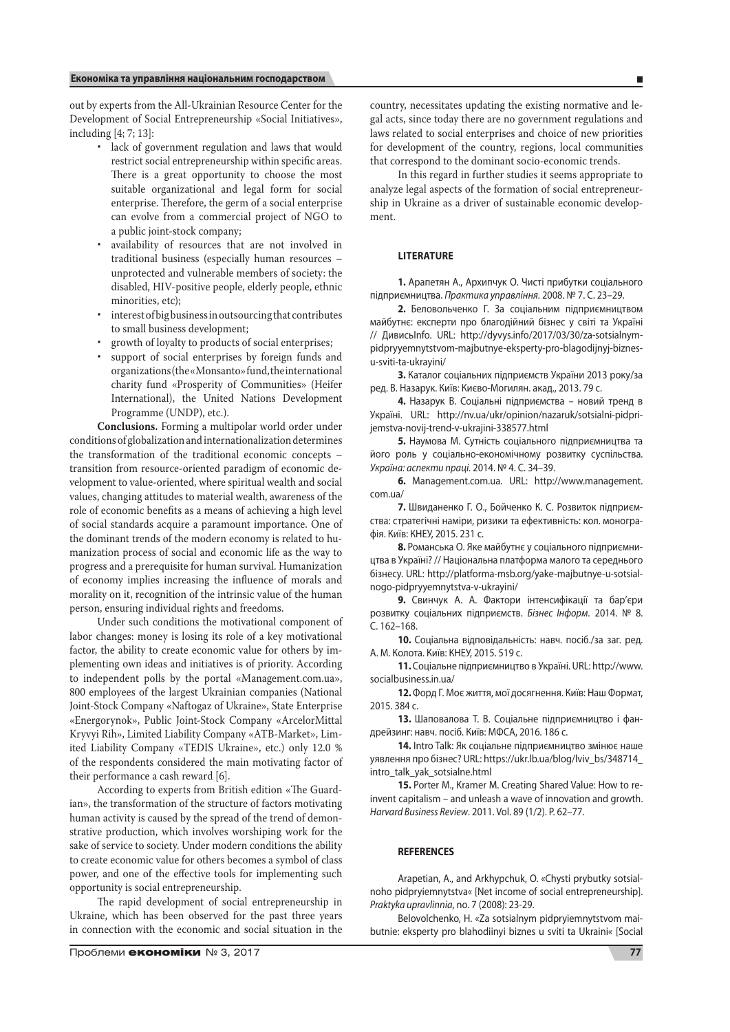out by experts from the All-Ukrainian Resource Center for the Development of Social Entrepreneurship «Social Initiatives», including [4; 7; 13]:

- lack of government regulation and laws that would restrict social entrepreneurship within specific areas. There is a great opportunity to choose the most suitable organizational and legal form for social enterprise. Therefore, the germ of a social enterprise can evolve from a commercial project of NGO to a public joint-stock company;
- availability of resources that are not involved in traditional business (especially human resources – unprotected and vulnerable members of society: the disabled, HIV-positive people, elderly people, ethnic minorities, etc);
- interest of big business in outsourcing that contributes to small business development;
- growth of loyalty to products of social enterprises;
- support of social enterprises by foreign funds and organizations (the «Monsanto» fund, the international charity fund «Prosperity of Communities» (Heifer International), the United Nations Development Programme (UNDP), etc.).

**Conclusions.** Forming a multipolar world order under conditions of globalization and internationalization determines the transformation of the traditional economic concepts – transition from resource-oriented paradigm of economic development to value-oriented, where spiritual wealth and social values, changing attitudes to material wealth, awareness of the role of economic benefits as a means of achieving a high level of social standards acquire a paramount importance. One of the dominant trends of the modern economy is related to humanization process of social and economic life as the way to progress and a prerequisite for human survival. Humanization of economy implies increasing the influence of morals and morality on it, recognition of the intrinsic value of the human person, ensuring individual rights and freedoms.

Under such conditions the motivational component of labor changes: money is losing its role of a key motivational factor, the ability to create economic value for others by implementing own ideas and initiatives is of priority. According to independent polls by the portal «Management.com.ua», 800 employees of the largest Ukrainian companies (National Joint-Stock Company «Naftogaz of Ukraine», State Enterprise «Energorynok», Public Joint-Stock Company «ArcelorMittal Kryvyi Rih», Limited Liability Company «ATB-Market», Limited Liability Company «TEDIS Ukraine», etc.) only 12.0 % of the respondents considered the main motivating factor of their performance a cash reward [6].

According to experts from British edition «The Guardian», the transformation of the structure of factors motivating human activity is caused by the spread of the trend of demonstrative production, which involves worshiping work for the sake of service to society. Under modern conditions the ability to create economic value for others becomes a symbol of class power, and one of the effective tools for implementing such opportunity is social entrepreneurship.

The rapid development of social entrepreneurship in Ukraine, which has been observed for the past three years in connection with the economic and social situation in the country, necessitates updating the existing normative and legal acts, since today there are no government regulations and laws related to social enterprises and choice of new priorities for development of the country, regions, local communities that correspond to the dominant socio-economic trends.

In this regard in further studies it seems appropriate to analyze legal aspects of the formation of social entrepreneurship in Ukraine as a driver of sustainable economic development.

## LITERATURE

**1.** Арапетян А., Архипчук О. Чисті прибутки соціального підприємництва. *Практика управління*. 2008. № 7. С. 23–29.

**2.** Беловольченко Г. За соціальним підприємництвом майбутнє: експерти про благодійний бізнес у світі та Україні // ДивисьInfo. URL: http://dyvys.info/2017/03/30/za-sotsialnym-pidpryyemnytstvom-majbutnye-eksperty-pro-blagodijnyj-biznes-u-sviti-ta-ukrayini/

**3.** Каталог соціальних підприємств України 2013 року/за ред. В. Назарук. Київ: Києво-Могилян. акад., 2013. 79 с.

**4.** Назарук В. Соціальні підприємства – новий тренд в Україні. URL: http://nv.ua/ukr/opinion/nazaruk/sotsialni-pidprijemstva-novij-trend-v-ukrajini-338577.html

**5.** Наумова М. Сутність соціального підприємництва та його роль у соціально-економічному розвитку суспільства. *Україна: аспекти праці*. 2014. № 4. С. 34–39.

**6.** Management.com.ua. URL: http://www.management.com.ua/

**7.** Швиданенко Г. О., Бойченко К. С. Розвиток підприємства: стратегічні наміри, ризики та ефективність: кол. монографія. Київ: КНЕУ, 2015. 231 с.

**8.** Романська О. Яке майбутнє у соціального підприємництва в Україні? // Національна платформа малого та середнього бізнесу. URL: http://platforma-msb.org/yake-majbutnye-u-sotsialnogo-pidpryyemnytstva-v-ukrayini/

**9.** Свинчук А. А. Фактори інтенсифікації та бар'єри розвитку соціальних підприємств. *Бізнес Інформ*. 2014. № 8. С. 162–168.

**10.** Соціальна відповідальність: навч. посіб./за заг. ред. А. М. Колота. Київ: КНЕУ, 2015. 519 с.

**11.** Соціальне підприємництво в Україні. URL: http://www.socialbusiness.in.ua/

**12.** Форд Г. Моє життя, мої досягнення. Київ: Наш Формат, 2015. 384 с.

**13.** Шаповалова Т. В. Соціальне підприємництво і фандрейзинг: навч. посіб. Київ: МФСА, 2016. 186 с.

**14.** Intro Talk: Як соціальне підприємництво змінює наше уявлення про бізнес? URL: https://ukr.lb.ua/blog/lviv_bs/348714_intro_talk_yak_sotsialne.html

**15.** Porter M., Kramer M. Creating Shared Value: How to reinvent capitalism – and unleash a wave of innovation and growth. *Harvard Business Review*. 2011. Vol. 89 (1/2). P. 62–77.

## REFERENCES

Arapetian, A., and Arkhypchuk, O. «Chysti prybutky sotsialnoho pidpryiemnytstva« [Net income of social entrepreneurship]. *Praktyka upravlinnia*, no. 7 (2008): 23-29.

Belovolchenko, H. «Za sotsialnym pidpryiemnytstvom maibutnie: eksperty pro blahodiinyi biznes u sviti ta Ukraini« [Social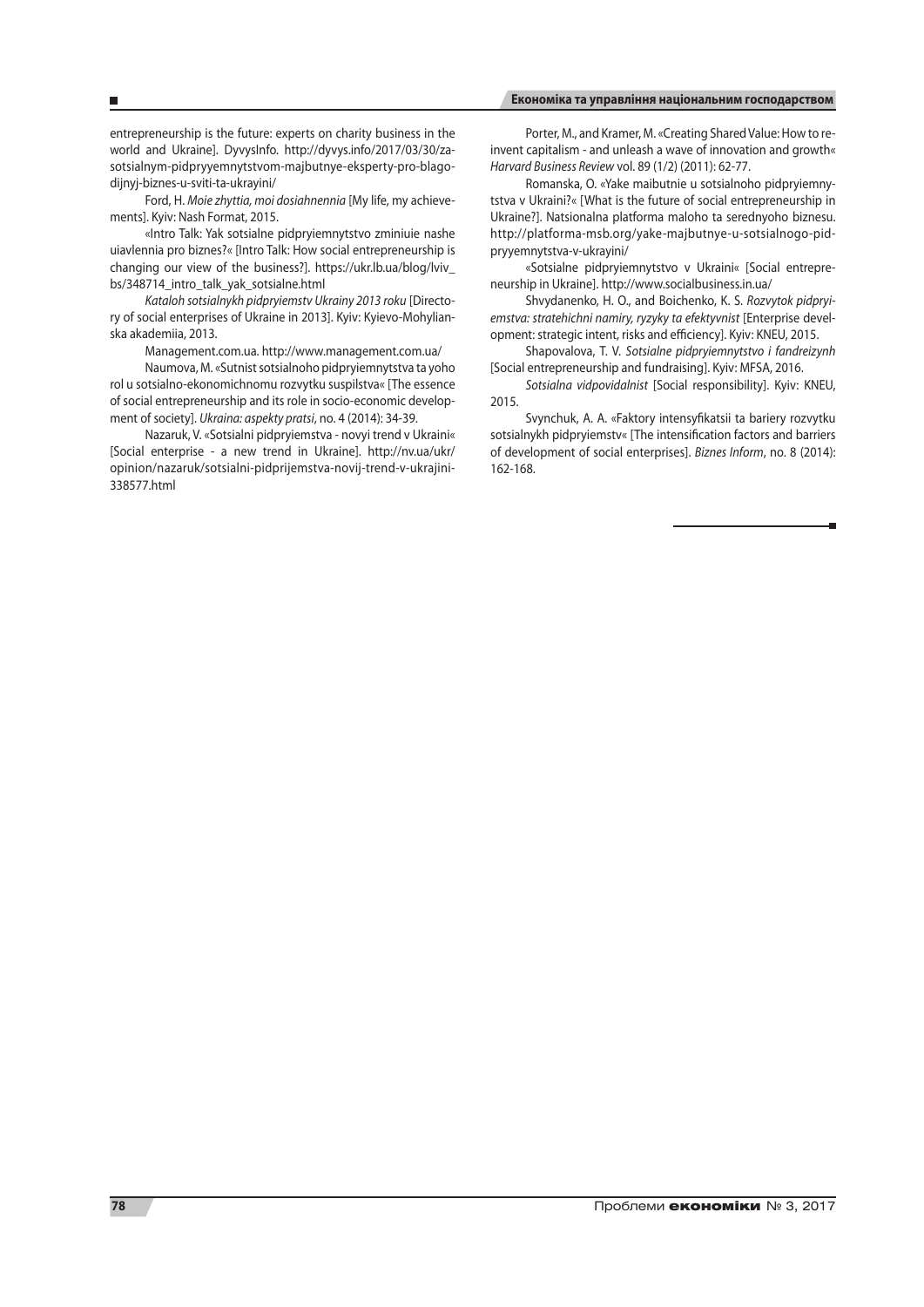entrepreneurship is the future: experts on charity business in the world and Ukraine]. DyvysInfo. http://dyvys.info/2017/03/30/za-sotsialnym-pidpryyemnytstvom-majbutnye-eksperty-pro-blagodijnyj-biznes-u-sviti-ta-ukrayini/

Ford, H. *Moie zhyttia, moi dosiahnennia* [My life, my achievements]. Kyiv: Nash Format, 2015.

«Intro Talk: Yak sotsialne pidpryiemnytstvo zminiuie nashe uiavlennia pro biznes?« [Intro Talk: How social entrepreneurship is changing our view of the business?]. https://ukr.lb.ua/blog/lviv_bs/348714_intro_talk_yak_sotsialne.html

*Kataloh sotsialnykh pidpryiemstv Ukrainy 2013 roku* [Directory of social enterprises of Ukraine in 2013]. Kyiv: Kyievo-Mohylianska akademiia, 2013.

Management.com.ua. http://www.management.com.ua/

Naumova, M. «Sutnist sotsialnoho pidpryiemnytstva ta yoho rol u sotsialno-ekonomichnomu rozvytku suspilstva« [The essence of social entrepreneurship and its role in socio-economic development of society]. *Ukraina: aspekty pratsi*, no. 4 (2014): 34-39.

Nazaruk, V. «Sotsialni pidpryiemstva - novyi trend v Ukraini« [Social enterprise - a new trend in Ukraine]. http://nv.ua/ukr/opinion/nazaruk/sotsialni-pidprijemstva-novij-trend-v-ukrajini-338577.html

Porter, M., and Kramer, M. «Creating Shared Value: How to reinvent capitalism - and unleash a wave of innovation and growth« *Harvard Business Review* vol. 89 (1/2) (2011): 62-77.

Romanska, O. «Yake maibutnie u sotsialnoho pidpryiemnytstva v Ukraini?« [What is the future of social entrepreneurship in Ukraine?]. Natsionalna platforma maloho ta serednyoho biznesu. http://platforma-msb.org/yake-majbutnye-u-sotsialnogo-pidpryyemnytstva-v-ukrayini/

«Sotsialne pidpryiemnytstvo v Ukraini« [Social entrepreneurship in Ukraine]. http://www.socialbusiness.in.ua/

Shvydanenko, H. O., and Boichenko, K. S. *Rozvytok pidpryiemstva: stratehichni namiry, ryzyky ta efektyvnist* [Enterprise development: strategic intent, risks and efficiency]. Kyiv: KNEU, 2015.

Shapovalova, T. V. *Sotsialne pidpryiemnytstvo i fandreizynh* [Social entrepreneurship and fundraising]. Kyiv: MFSA, 2016.

*Sotsialna vidpovidalnist* [Social responsibility]. Kyiv: KNEU, 2015.

Svynchuk, A. A. «Faktory intensyfikatsii ta bariery rozvytku sotsialnykh pidpryiemstv« [The intensification factors and barriers of development of social enterprises]. *Biznes Inform*, no. 8 (2014): 162-168.